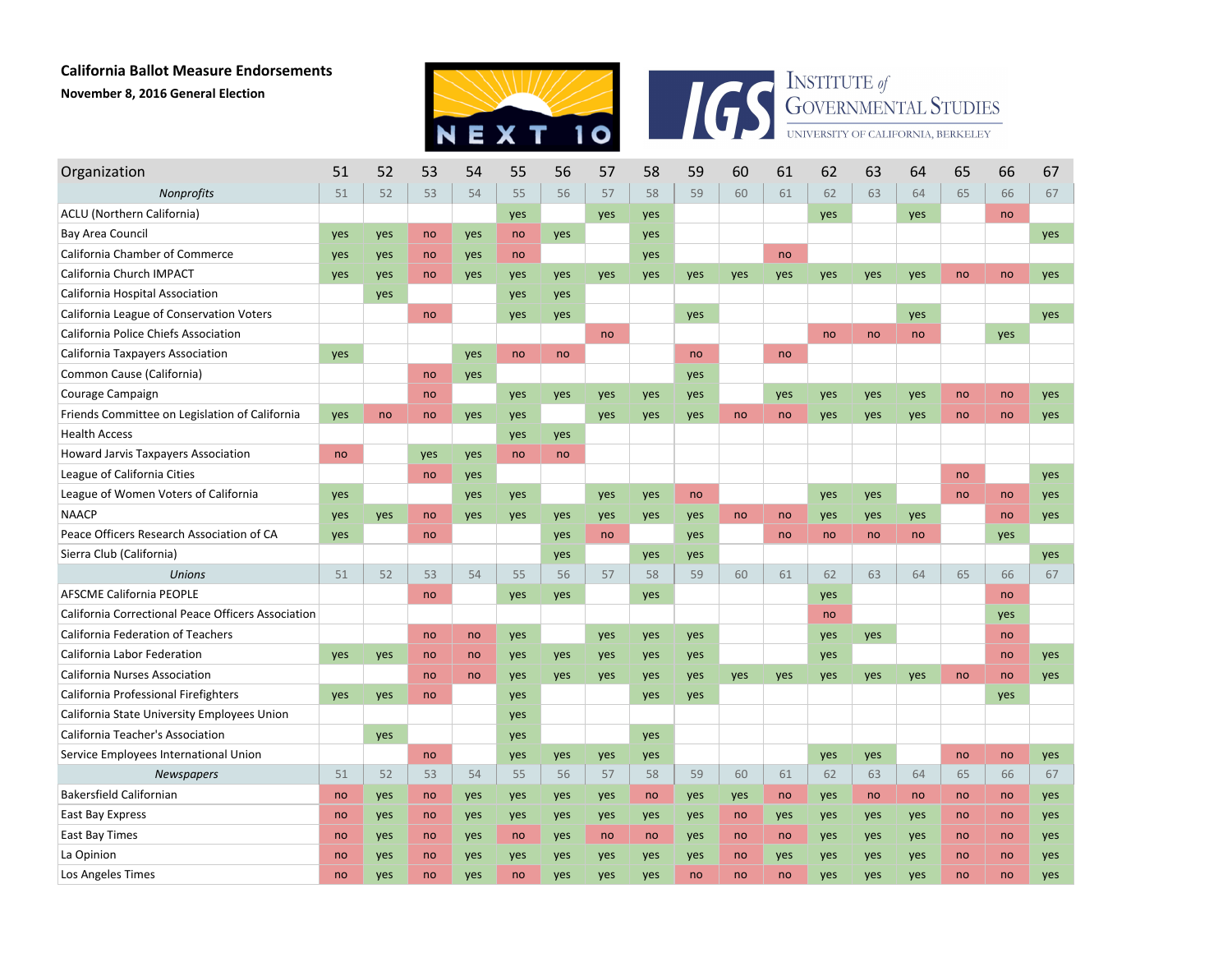**California Ballot Measure Endorsements**

**November 8, 2016 General Election**

| Organization | 51 | 52 | 53 | 54 | 55 | 56 | 57 | 58 | 59 | 60 | 61 | 62 | 63 | 64 | 65 | 66 | 67 |
|---|---|---|---|---|---|---|---|---|---|---|---|---|---|---|---|---|---|
| *Nonprofits* | 51 | 52 | 53 | 54 | 55 | 56 | 57 | 58 | 59 | 60 | 61 | 62 | 63 | 64 | 65 | 66 | 67 |
| ACLU (Northern California) | | | | | yes | | yes | yes | | | | yes | | yes | | no | |
| Bay Area Council | yes | yes | no | yes | no | yes | | yes | | | | | | | | | yes |
| California Chamber of Commerce | yes | yes | no | yes | no | | | yes | | | no | | | | | | |
| California Church IMPACT | yes | yes | no | yes | yes | yes | yes | yes | yes | yes | yes | yes | yes | yes | no | no | yes |
| California Hospital Association | | yes | | | yes | yes | | | | | | | | | | | |
| California League of Conservation Voters | | | no | | yes | yes | | | yes | | | | | yes | | | yes |
| California Police Chiefs Association | | | | | | | no | | | | | no | no | no | | yes | |
| California Taxpayers Association | yes | | | yes | no | no | | | no | | no | | | | | | |
| Common Cause (California) | | | no | yes | | | | | yes | | | | | | | | |
| Courage Campaign | | | no | | yes | yes | yes | yes | yes | | yes | yes | yes | yes | no | no | yes |
| Friends Committee on Legislation of California | yes | no | no | yes | yes | | yes | yes | yes | no | no | yes | yes | yes | no | no | yes |
| Health Access | | | | | yes | yes | | | | | | | | | | | |
| Howard Jarvis Taxpayers Association | no | | yes | yes | no | no | | | | | | | | | | | |
| League of California Cities | | | no | yes | | | | | | | | | | | no | | yes |
| League of Women Voters of California | yes | | | yes | yes | | yes | yes | no | | | yes | yes | | no | no | yes |
| NAACP | yes | yes | no | yes | yes | yes | yes | yes | yes | no | no | yes | yes | yes | | no | yes |
| Peace Officers Research Association of CA | yes | | no | | | yes | no | | yes | | no | no | no | no | | yes | |
| Sierra Club (California) | | | | | | yes | | yes | yes | | | | | | | | yes |
| *Unions* | 51 | 52 | 53 | 54 | 55 | 56 | 57 | 58 | 59 | 60 | 61 | 62 | 63 | 64 | 65 | 66 | 67 |
| AFSCME California PEOPLE | | | no | | yes | yes | | yes | | | | yes | | | | no | |
| California Correctional Peace Officers Association | | | | | | | | | | | | no | | | | yes | |
| California Federation of Teachers | | | no | no | yes | | yes | yes | yes | | | yes | yes | | | no | |
| California Labor Federation | yes | yes | no | no | yes | yes | yes | yes | yes | | | yes | | | | no | yes |
| California Nurses Association | | | no | no | yes | yes | yes | yes | yes | yes | yes | yes | yes | yes | no | no | yes |
| California Professional Firefighters | yes | yes | no | | yes | | | yes | yes | | | | | | | yes | |
| California State University Employees Union | | | | | yes | | | | | | | | | | | | |
| California Teacher's Association | | yes | | | yes | | | yes | | | | | | | | | |
| Service Employees International Union | | | no | | yes | yes | yes | yes | | | | yes | yes | | no | no | yes |
| *Newspapers* | 51 | 52 | 53 | 54 | 55 | 56 | 57 | 58 | 59 | 60 | 61 | 62 | 63 | 64 | 65 | 66 | 67 |
| Bakersfield Californian | no | yes | no | yes | yes | yes | yes | no | yes | yes | no | yes | no | no | no | no | yes |
| East Bay Express | no | yes | no | yes | yes | yes | yes | yes | yes | no | yes | yes | yes | yes | no | no | yes |
| East Bay Times | no | yes | no | yes | no | yes | no | no | yes | no | no | yes | yes | yes | no | no | yes |
| La Opinion | no | yes | no | yes | yes | yes | yes | yes | yes | no | yes | yes | yes | yes | no | no | yes |
| Los Angeles Times | no | yes | no | yes | no | yes | yes | yes | no | no | no | yes | yes | yes | no | no | yes |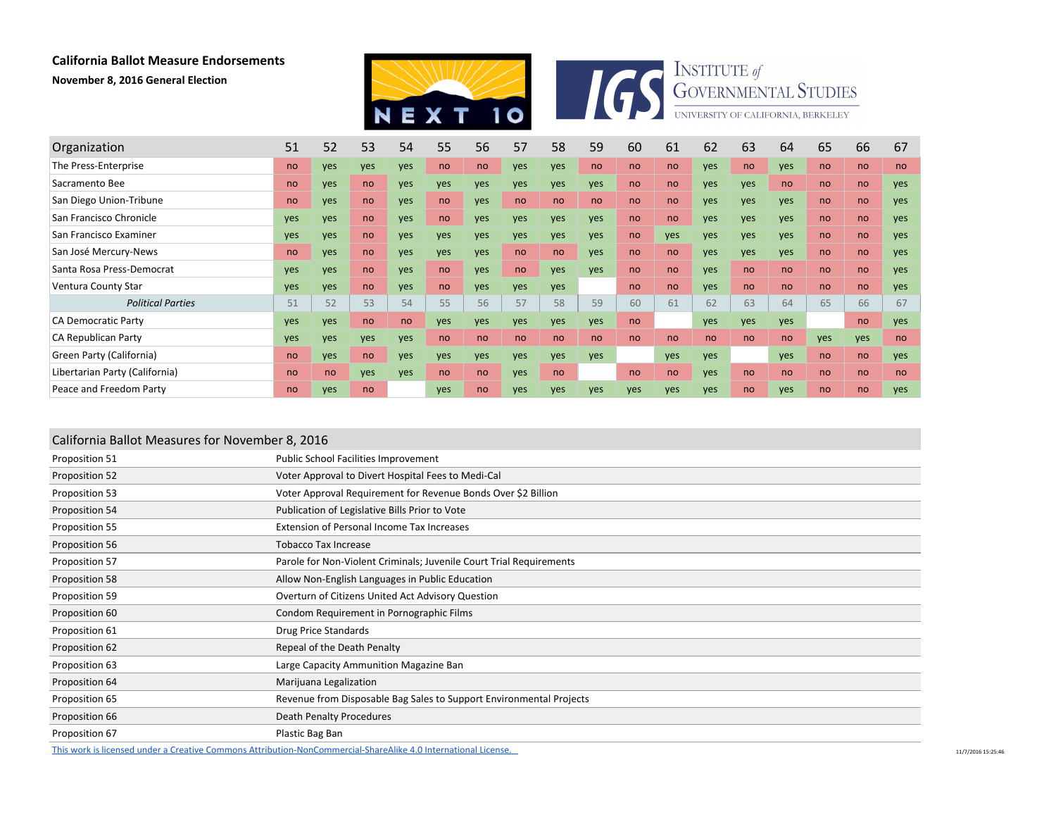**California Ballot Measure Endorsements**

**November 8, 2016 General Election**

| Organization | 51 | 52 | 53 | 54 | 55 | 56 | 57 | 58 | 59 | 60 | 61 | 62 | 63 | 64 | 65 | 66 | 67 |
|---|---|---|---|---|---|---|---|---|---|---|---|---|---|---|---|---|---|
| The Press-Enterprise | no | yes | yes | yes | no | no | yes | yes | no | no | no | yes | no | yes | no | no | no |
| Sacramento Bee | no | yes | no | yes | yes | yes | yes | yes | yes | no | no | yes | yes | no | no | no | yes |
| San Diego Union-Tribune | no | yes | no | yes | no | yes | no | no | no | no | no | yes | yes | yes | no | no | yes |
| San Francisco Chronicle | yes | yes | no | yes | no | yes | yes | yes | yes | no | no | yes | yes | yes | no | no | yes |
| San Francisco Examiner | yes | yes | no | yes | yes | yes | yes | yes | yes | no | yes | yes | yes | yes | no | no | yes |
| San José Mercury-News | no | yes | no | yes | yes | yes | no | no | yes | no | no | yes | yes | yes | no | no | yes |
| Santa Rosa Press-Democrat | yes | yes | no | yes | no | yes | no | yes | yes | no | no | yes | no | no | no | no | yes |
| Ventura County Star | yes | yes | no | yes | no | yes | yes | yes | | no | no | yes | no | no | no | no | yes |
| *Political Parties* | 51 | 52 | 53 | 54 | 55 | 56 | 57 | 58 | 59 | 60 | 61 | 62 | 63 | 64 | 65 | 66 | 67 |
| CA Democratic Party | yes | yes | no | no | yes | yes | yes | yes | yes | no | | yes | yes | yes | | no | yes |
| CA Republican Party | yes | yes | yes | yes | no | no | no | no | no | no | no | no | no | no | yes | yes | no |
| Green Party (California) | no | yes | no | yes | yes | yes | yes | yes | yes | | yes | yes | | yes | no | no | yes |
| Libertarian Party (California) | no | no | yes | yes | no | no | yes | no | | no | no | yes | no | no | no | no | no |
| Peace and Freedom Party | no | yes | no | | yes | no | yes | yes | yes | yes | yes | yes | no | yes | no | no | yes |

## California Ballot Measures for November 8, 2016

| | |
|---|---|
| Proposition 51 | Public School Facilities Improvement |
| Proposition 52 | Voter Approval to Divert Hospital Fees to Medi-Cal |
| Proposition 53 | Voter Approval Requirement for Revenue Bonds Over $2 Billion |
| Proposition 54 | Publication of Legislative Bills Prior to Vote |
| Proposition 55 | Extension of Personal Income Tax Increases |
| Proposition 56 | Tobacco Tax Increase |
| Proposition 57 | Parole for Non-Violent Criminals; Juvenile Court Trial Requirements |
| Proposition 58 | Allow Non-English Languages in Public Education |
| Proposition 59 | Overturn of Citizens United Act Advisory Question |
| Proposition 60 | Condom Requirement in Pornographic Films |
| Proposition 61 | Drug Price Standards |
| Proposition 62 | Repeal of the Death Penalty |
| Proposition 63 | Large Capacity Ammunition Magazine Ban |
| Proposition 64 | Marijuana Legalization |
| Proposition 65 | Revenue from Disposable Bag Sales to Support Environmental Projects |
| Proposition 66 | Death Penalty Procedures |
| Proposition 67 | Plastic Bag Ban |

This work is licensed under a Creative Commons Attribution-NonCommercial-ShareAlike 4.0 International License.

11/7/2016 15:25:46